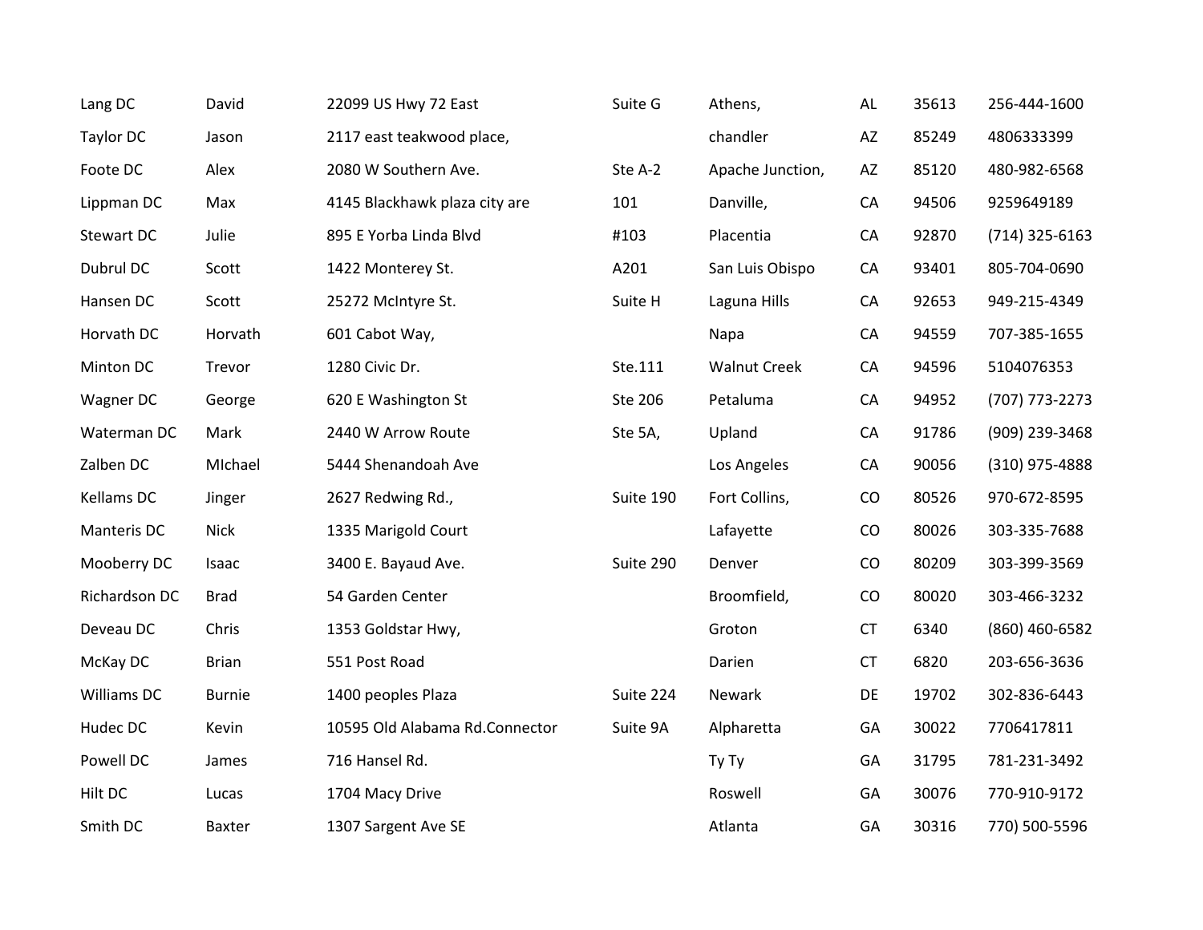| | | | | | | | |
|---|---|---|---|---|---|---|---|
| Lang DC | David | 22099 US Hwy 72 East | Suite G | Athens, | AL | 35613 | 256-444-1600 |
| Taylor DC | Jason | 2117 east teakwood place, | | chandler | AZ | 85249 | 4806333399 |
| Foote DC | Alex | 2080 W Southern Ave. | Ste A-2 | Apache Junction, | AZ | 85120 | 480-982-6568 |
| Lippman DC | Max | 4145 Blackhawk plaza city are | 101 | Danville, | CA | 94506 | 9259649189 |
| Stewart DC | Julie | 895 E Yorba Linda Blvd | #103 | Placentia | CA | 92870 | (714) 325-6163 |
| Dubrul DC | Scott | 1422 Monterey St. | A201 | San Luis Obispo | CA | 93401 | 805-704-0690 |
| Hansen DC | Scott | 25272 McIntyre St. | Suite H | Laguna Hills | CA | 92653 | 949-215-4349 |
| Horvath DC | Horvath | 601 Cabot Way, | | Napa | CA | 94559 | 707-385-1655 |
| Minton DC | Trevor | 1280 Civic Dr. | Ste.111 | Walnut Creek | CA | 94596 | 5104076353 |
| Wagner DC | George | 620 E Washington St | Ste 206 | Petaluma | CA | 94952 | (707) 773-2273 |
| Waterman DC | Mark | 2440 W Arrow Route | Ste 5A, | Upland | CA | 91786 | (909) 239-3468 |
| Zalben DC | MIchael | 5444 Shenandoah Ave | | Los Angeles | CA | 90056 | (310) 975-4888 |
| Kellams DC | Jinger | 2627 Redwing Rd., | Suite 190 | Fort Collins, | CO | 80526 | 970-672-8595 |
| Manteris DC | Nick | 1335 Marigold Court | | Lafayette | CO | 80026 | 303-335-7688 |
| Mooberry DC | Isaac | 3400 E. Bayaud Ave. | Suite 290 | Denver | CO | 80209 | 303-399-3569 |
| Richardson DC | Brad | 54 Garden Center | | Broomfield, | CO | 80020 | 303-466-3232 |
| Deveau DC | Chris | 1353 Goldstar Hwy, | | Groton | CT | 6340 | (860) 460-6582 |
| McKay DC | Brian | 551 Post Road | | Darien | CT | 6820 | 203-656-3636 |
| Williams DC | Burnie | 1400 peoples Plaza | Suite 224 | Newark | DE | 19702 | 302-836-6443 |
| Hudec DC | Kevin | 10595 Old Alabama Rd.Connector | Suite 9A | Alpharetta | GA | 30022 | 7706417811 |
| Powell DC | James | 716 Hansel Rd. | | Ty Ty | GA | 31795 | 781-231-3492 |
| Hilt DC | Lucas | 1704 Macy Drive | | Roswell | GA | 30076 | 770-910-9172 |
| Smith DC | Baxter | 1307 Sargent Ave SE | | Atlanta | GA | 30316 | 770) 500-5596 |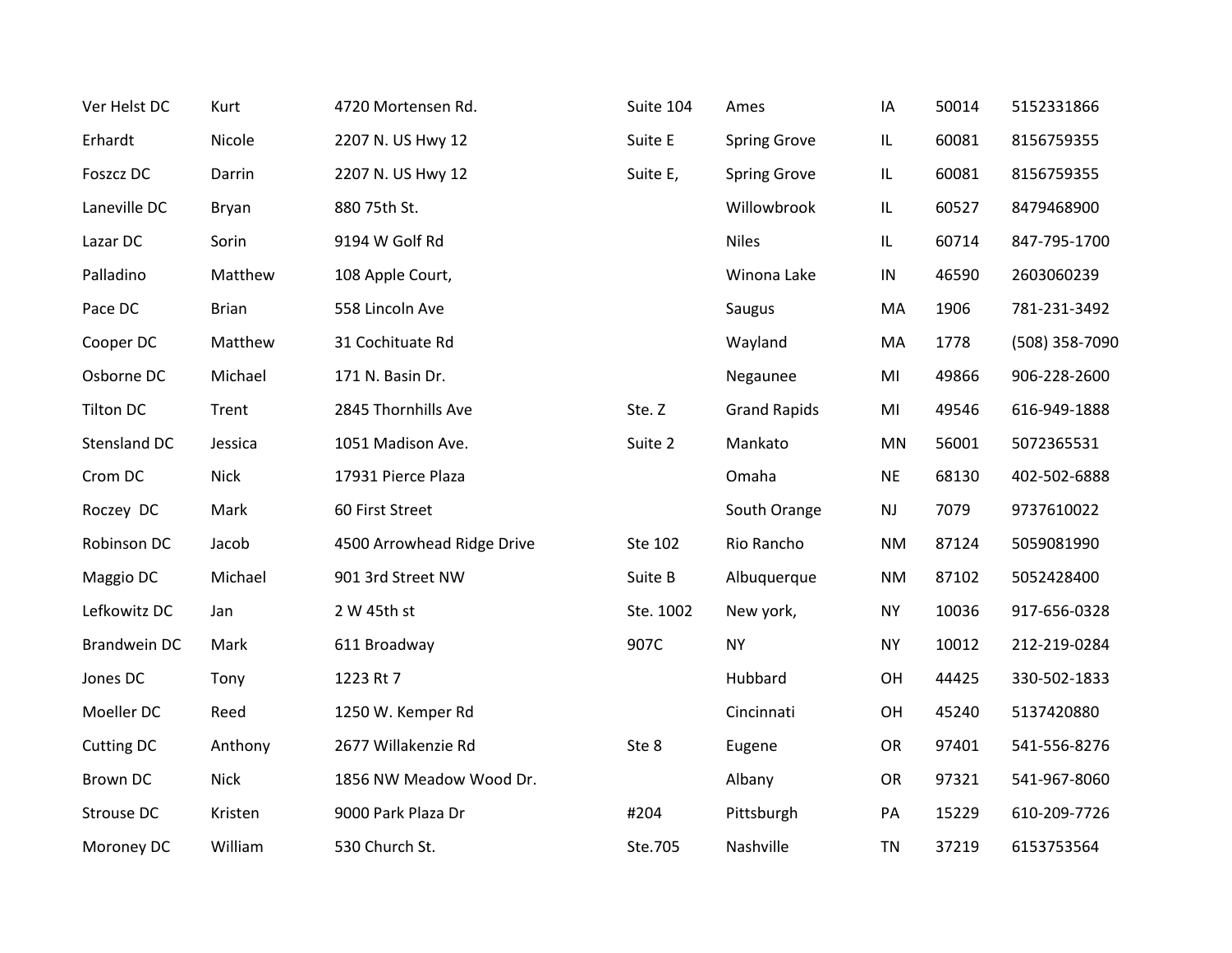| | | | | | | | |
|---|---|---|---|---|---|---|---|
| Ver Helst DC | Kurt | 4720 Mortensen Rd. | Suite 104 | Ames | IA | 50014 | 5152331866 |
| Erhardt | Nicole | 2207 N. US Hwy 12 | Suite E | Spring Grove | IL | 60081 | 8156759355 |
| Foszcz DC | Darrin | 2207 N. US Hwy 12 | Suite E, | Spring Grove | IL | 60081 | 8156759355 |
| Laneville DC | Bryan | 880 75th St. | | Willowbrook | IL | 60527 | 8479468900 |
| Lazar DC | Sorin | 9194 W Golf Rd | | Niles | IL | 60714 | 847-795-1700 |
| Palladino | Matthew | 108 Apple Court, | | Winona Lake | IN | 46590 | 2603060239 |
| Pace DC | Brian | 558 Lincoln Ave | | Saugus | MA | 1906 | 781-231-3492 |
| Cooper DC | Matthew | 31 Cochituate Rd | | Wayland | MA | 1778 | (508) 358-7090 |
| Osborne DC | Michael | 171 N. Basin Dr. | | Negaunee | MI | 49866 | 906-228-2600 |
| Tilton DC | Trent | 2845 Thornhills Ave | Ste. Z | Grand Rapids | MI | 49546 | 616-949-1888 |
| Stensland DC | Jessica | 1051 Madison Ave. | Suite 2 | Mankato | MN | 56001 | 5072365531 |
| Crom DC | Nick | 17931 Pierce Plaza | | Omaha | NE | 68130 | 402-502-6888 |
| Roczey  DC | Mark | 60 First Street | | South Orange | NJ | 7079 | 9737610022 |
| Robinson DC | Jacob | 4500 Arrowhead Ridge Drive | Ste 102 | Rio Rancho | NM | 87124 | 5059081990 |
| Maggio DC | Michael | 901 3rd Street NW | Suite B | Albuquerque | NM | 87102 | 5052428400 |
| Lefkowitz DC | Jan | 2 W 45th st | Ste. 1002 | New york, | NY | 10036 | 917-656-0328 |
| Brandwein DC | Mark | 611 Broadway | 907C | NY | NY | 10012 | 212-219-0284 |
| Jones DC | Tony | 1223 Rt 7 | | Hubbard | OH | 44425 | 330-502-1833 |
| Moeller DC | Reed | 1250 W. Kemper Rd | | Cincinnati | OH | 45240 | 5137420880 |
| Cutting DC | Anthony | 2677 Willakenzie Rd | Ste 8 | Eugene | OR | 97401 | 541-556-8276 |
| Brown DC | Nick | 1856 NW Meadow Wood Dr. | | Albany | OR | 97321 | 541-967-8060 |
| Strouse DC | Kristen | 9000 Park Plaza Dr | #204 | Pittsburgh | PA | 15229 | 610-209-7726 |
| Moroney DC | William | 530 Church St. | Ste.705 | Nashville | TN | 37219 | 6153753564 |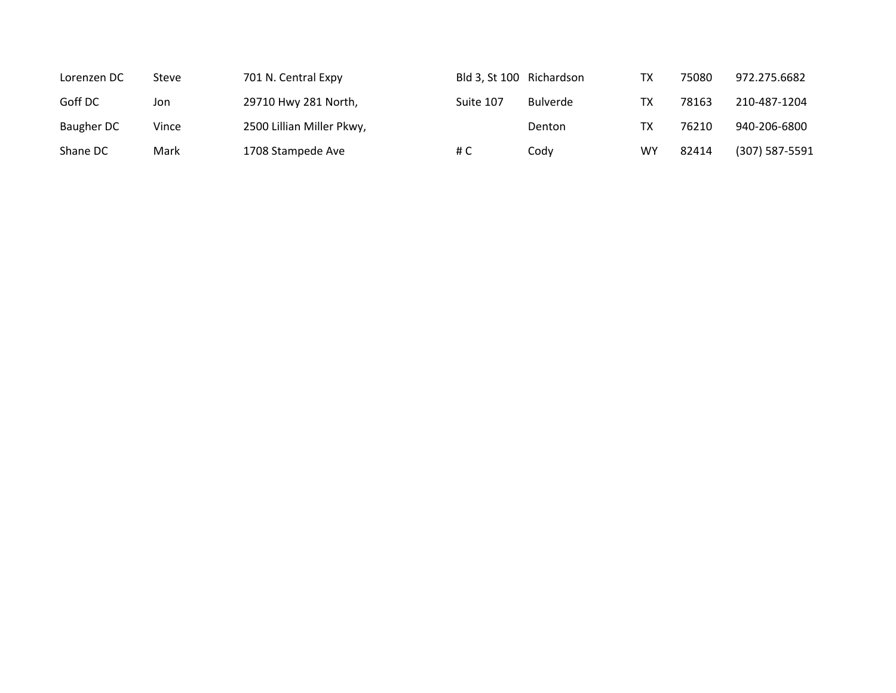| | | | | | | | |
|---|---|---|---|---|---|---|---|
| Lorenzen DC | Steve | 701 N. Central Expy | Bld 3, St 100 | Richardson | TX | 75080 | 972.275.6682 |
| Goff DC | Jon | 29710 Hwy 281 North, | Suite 107 | Bulverde | TX | 78163 | 210-487-1204 |
| Baugher DC | Vince | 2500 Lillian Miller Pkwy, | | Denton | TX | 76210 | 940-206-6800 |
| Shane DC | Mark | 1708 Stampede Ave | # C | Cody | WY | 82414 | (307) 587-5591 |